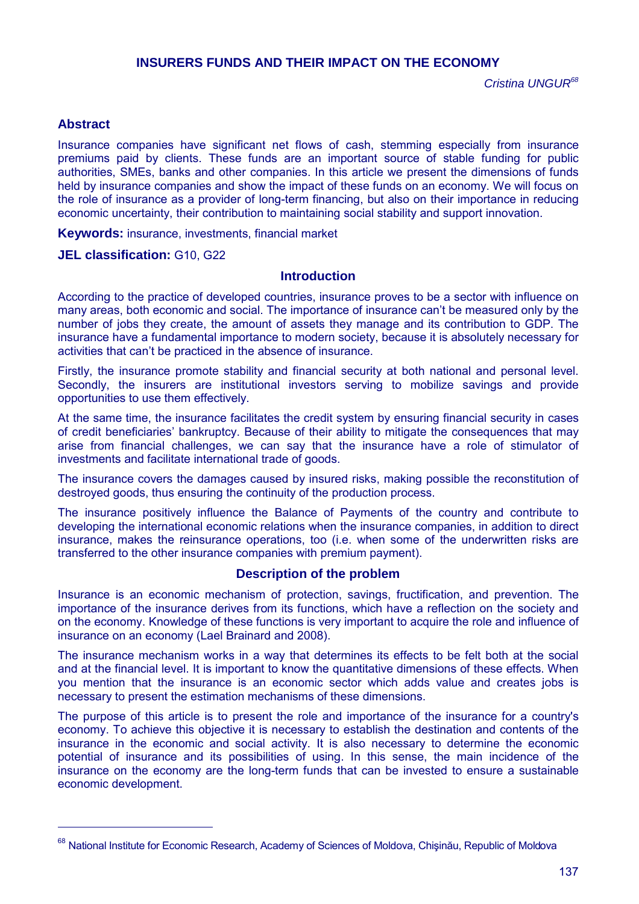# INSURERS FUNDS AND THEIR IMPACT ON THE ECONOMY

*Cristina UNGUR*[68]

## Abstract

Insurance companies have significant net flows of cash, stemming especially from insurance premiums paid by clients. These funds are an important source of stable funding for public authorities, SMEs, banks and other companies. In this article we present the dimensions of funds held by insurance companies and show the impact of these funds on an economy. We will focus on the role of insurance as a provider of long-term financing, but also on their importance in reducing economic uncertainty, their contribution to maintaining social stability and support innovation.

**Keywords:** insurance, investments, financial market

**JEL classification:** G10, G22

## Introduction

According to the practice of developed countries, insurance proves to be a sector with influence on many areas, both economic and social. The importance of insurance can't be measured only by the number of jobs they create, the amount of assets they manage and its contribution to GDP. The insurance have a fundamental importance to modern society, because it is absolutely necessary for activities that can't be practiced in the absence of insurance.

Firstly, the insurance promote stability and financial security at both national and personal level. Secondly, the insurers are institutional investors serving to mobilize savings and provide opportunities to use them effectively.

At the same time, the insurance facilitates the credit system by ensuring financial security in cases of credit beneficiaries' bankruptcy. Because of their ability to mitigate the consequences that may arise from financial challenges, we can say that the insurance have a role of stimulator of investments and facilitate international trade of goods.

The insurance covers the damages caused by insured risks, making possible the reconstitution of destroyed goods, thus ensuring the continuity of the production process.

The insurance positively influence the Balance of Payments of the country and contribute to developing the international economic relations when the insurance companies, in addition to direct insurance, makes the reinsurance operations, too (i.e. when some of the underwritten risks are transferred to the other insurance companies with premium payment).

## Description of the problem

Insurance is an economic mechanism of protection, savings, fructification, and prevention. The importance of the insurance derives from its functions, which have a reflection on the society and on the economy. Knowledge of these functions is very important to acquire the role and influence of insurance on an economy (Lael Brainard and 2008).

The insurance mechanism works in a way that determines its effects to be felt both at the social and at the financial level. It is important to know the quantitative dimensions of these effects. When you mention that the insurance is an economic sector which adds value and creates jobs is necessary to present the estimation mechanisms of these dimensions.

The purpose of this article is to present the role and importance of the insurance for a country's economy. To achieve this objective it is necessary to establish the destination and contents of the insurance in the economic and social activity. It is also necessary to determine the economic potential of insurance and its possibilities of using. In this sense, the main incidence of the insurance on the economy are the long-term funds that can be invested to ensure a sustainable economic development.

---

[68] National Institute for Economic Research, Academy of Sciences of Moldova, Chişinău, Republic of Moldova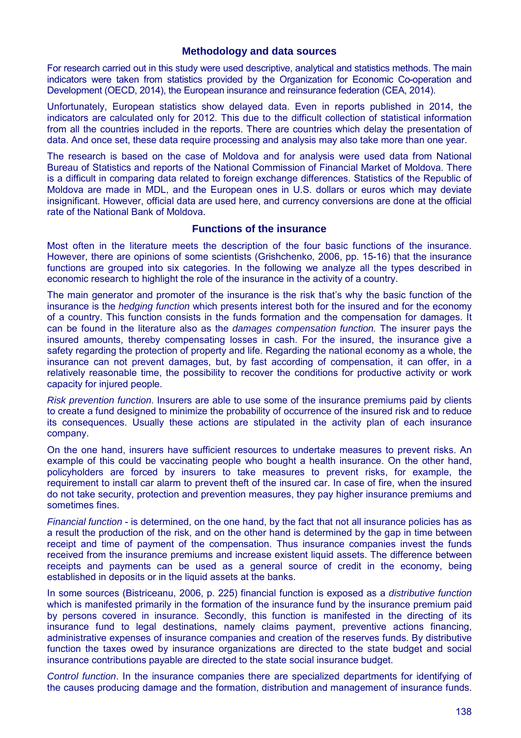## Methodology and data sources

For research carried out in this study were used descriptive, analytical and statistics methods. The main indicators were taken from statistics provided by the Organization for Economic Co-operation and Development (OECD, 2014), the European insurance and reinsurance federation (CEA, 2014).

Unfortunately, European statistics show delayed data. Even in reports published in 2014, the indicators are calculated only for 2012. This due to the difficult collection of statistical information from all the countries included in the reports. There are countries which delay the presentation of data. And once set, these data require processing and analysis may also take more than one year.

The research is based on the case of Moldova and for analysis were used data from National Bureau of Statistics and reports of the National Commission of Financial Market of Moldova. There is a difficult in comparing data related to foreign exchange differences. Statistics of the Republic of Moldova are made in MDL, and the European ones in U.S. dollars or euros which may deviate insignificant. However, official data are used here, and currency conversions are done at the official rate of the National Bank of Moldova.

## Functions of the insurance

Most often in the literature meets the description of the four basic functions of the insurance. However, there are opinions of some scientists (Grishchenko, 2006, pp. 15-16) that the insurance functions are grouped into six categories. In the following we analyze all the types described in economic research to highlight the role of the insurance in the activity of a country.

The main generator and promoter of the insurance is the risk that's why the basic function of the insurance is the *hedging function* which presents interest both for the insured and for the economy of a country. This function consists in the funds formation and the compensation for damages. It can be found in the literature also as the *damages compensation function*. The insurer pays the insured amounts, thereby compensating losses in cash. For the insured, the insurance give a safety regarding the protection of property and life. Regarding the national economy as a whole, the insurance can not prevent damages, but, by fast according of compensation, it can offer, in a relatively reasonable time, the possibility to recover the conditions for productive activity or work capacity for injured people.

*Risk prevention function*. Insurers are able to use some of the insurance premiums paid by clients to create a fund designed to minimize the probability of occurrence of the insured risk and to reduce its consequences. Usually these actions are stipulated in the activity plan of each insurance company.

On the one hand, insurers have sufficient resources to undertake measures to prevent risks. An example of this could be vaccinating people who bought a health insurance. On the other hand, policyholders are forced by insurers to take measures to prevent risks, for example, the requirement to install car alarm to prevent theft of the insured car. In case of fire, when the insured do not take security, protection and prevention measures, they pay higher insurance premiums and sometimes fines.

*Financial function* - is determined, on the one hand, by the fact that not all insurance policies has as a result the production of the risk, and on the other hand is determined by the gap in time between receipt and time of payment of the compensation. Thus insurance companies invest the funds received from the insurance premiums and increase existent liquid assets. The difference between receipts and payments can be used as a general source of credit in the economy, being established in deposits or in the liquid assets at the banks.

In some sources (Bistriceanu, 2006, p. 225) financial function is exposed as a *distributive function* which is manifested primarily in the formation of the insurance fund by the insurance premium paid by persons covered in insurance. Secondly, this function is manifested in the directing of its insurance fund to legal destinations, namely claims payment, preventive actions financing, administrative expenses of insurance companies and creation of the reserves funds. By distributive function the taxes owed by insurance organizations are directed to the state budget and social insurance contributions payable are directed to the state social insurance budget.

*Control function*. In the insurance companies there are specialized departments for identifying of the causes producing damage and the formation, distribution and management of insurance funds.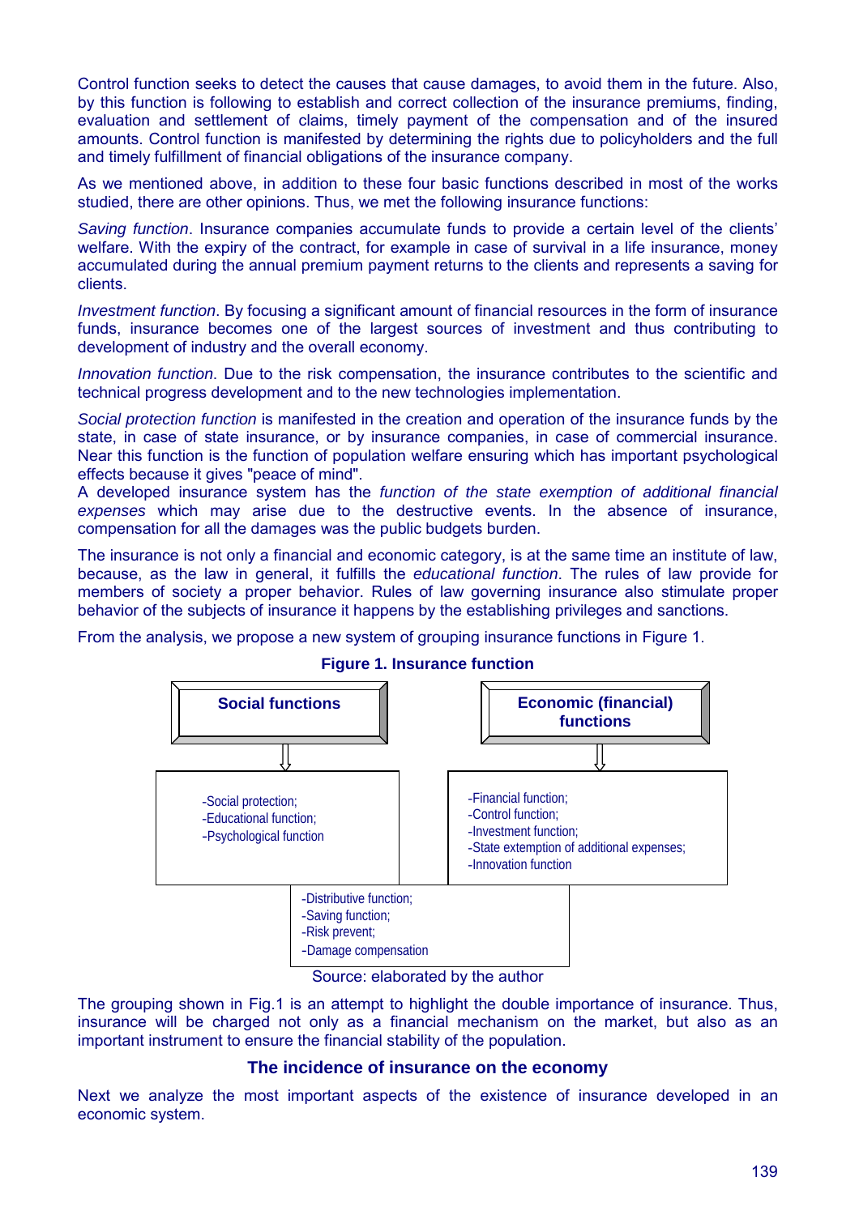Control function seeks to detect the causes that cause damages, to avoid them in the future. Also, by this function is following to establish and correct collection of the insurance premiums, finding, evaluation and settlement of claims, timely payment of the compensation and of the insured amounts. Control function is manifested by determining the rights due to policyholders and the full and timely fulfillment of financial obligations of the insurance company.

As we mentioned above, in addition to these four basic functions described in most of the works studied, there are other opinions. Thus, we met the following insurance functions:

*Saving function*. Insurance companies accumulate funds to provide a certain level of the clients' welfare. With the expiry of the contract, for example in case of survival in a life insurance, money accumulated during the annual premium payment returns to the clients and represents a saving for clients.

*Investment function*. By focusing a significant amount of financial resources in the form of insurance funds, insurance becomes one of the largest sources of investment and thus contributing to development of industry and the overall economy.

*Innovation function*. Due to the risk compensation, the insurance contributes to the scientific and technical progress development and to the new technologies implementation.

*Social protection function* is manifested in the creation and operation of the insurance funds by the state, in case of state insurance, or by insurance companies, in case of commercial insurance. Near this function is the function of population welfare ensuring which has important psychological effects because it gives "peace of mind".

A developed insurance system has the *function of the state exemption of additional financial expenses* which may arise due to the destructive events. In the absence of insurance, compensation for all the damages was the public budgets burden.

The insurance is not only a financial and economic category, is at the same time an institute of law, because, as the law in general, it fulfills the *educational function*. The rules of law provide for members of society a proper behavior. Rules of law governing insurance also stimulate proper behavior of the subjects of insurance it happens by the establishing privileges and sanctions.

From the analysis, we propose a new system of grouping insurance functions in Figure 1.

**Figure 1. Insurance function**

**Social functions**

- Social protection;
- Educational function;
- Psychological function

**Economic (financial) functions**

- Financial function;
- Control function;
- Investment function;
- State extemption of additional expenses;
- Innovation function

Common to both:

- Distributive function;
- Saving function;
- Risk prevent;
- Damage compensation

Source: elaborated by the author

The grouping shown in Fig.1 is an attempt to highlight the double importance of insurance. Thus, insurance will be charged not only as a financial mechanism on the market, but also as an important instrument to ensure the financial stability of the population.

## The incidence of insurance on the economy

Next we analyze the most important aspects of the existence of insurance developed in an economic system.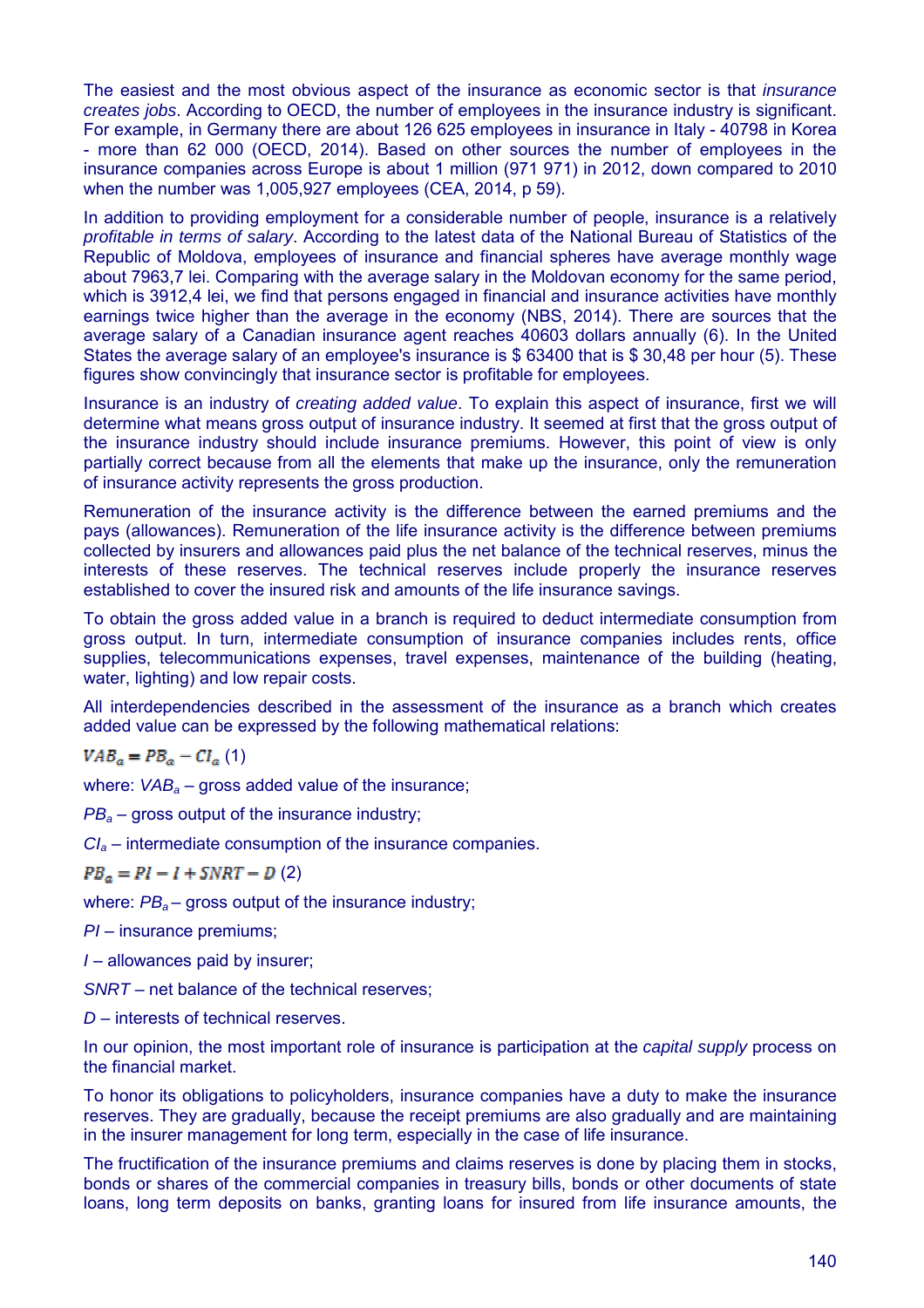The easiest and the most obvious aspect of the insurance as economic sector is that *insurance creates jobs*. According to OECD, the number of employees in the insurance industry is significant. For example, in Germany there are about 126 625 employees in insurance in Italy - 40798 in Korea - more than 62 000 (OECD, 2014). Based on other sources the number of employees in the insurance companies across Europe is about 1 million (971 971) in 2012, down compared to 2010 when the number was 1,005,927 employees (CEA, 2014, p 59).

In addition to providing employment for a considerable number of people, insurance is a relatively *profitable in terms of salary*. According to the latest data of the National Bureau of Statistics of the Republic of Moldova, employees of insurance and financial spheres have average monthly wage about 7963,7 lei. Comparing with the average salary in the Moldovan economy for the same period, which is 3912,4 lei, we find that persons engaged in financial and insurance activities have monthly earnings twice higher than the average in the economy (NBS, 2014). There are sources that the average salary of a Canadian insurance agent reaches 40603 dollars annually (6). In the United States the average salary of an employee's insurance is $ 63400 that is $ 30,48 per hour (5). These figures show convincingly that insurance sector is profitable for employees.

Insurance is an industry of *creating added value*. To explain this aspect of insurance, first we will determine what means gross output of insurance industry. It seemed at first that the gross output of the insurance industry should include insurance premiums. However, this point of view is only partially correct because from all the elements that make up the insurance, only the remuneration of insurance activity represents the gross production.

Remuneration of the insurance activity is the difference between the earned premiums and the pays (allowances). Remuneration of the life insurance activity is the difference between premiums collected by insurers and allowances paid plus the net balance of the technical reserves, minus the interests of these reserves. The technical reserves include properly the insurance reserves established to cover the insured risk and amounts of the life insurance savings.

To obtain the gross added value in a branch is required to deduct intermediate consumption from gross output. In turn, intermediate consumption of insurance companies includes rents, office supplies, telecommunications expenses, travel expenses, maintenance of the building (heating, water, lighting) and low repair costs.

All interdependencies described in the assessment of the insurance as a branch which creates added value can be expressed by the following mathematical relations:

$$VAB_a = PB_a - CI_a \quad (1)$$

where: $VAB_a$ – gross added value of the insurance;

$PB_a$ – gross output of the insurance industry;

$CI_a$ – intermediate consumption of the insurance companies.

$$PB_a = PI - I + SNRT - D \quad (2)$$

where: $PB_a$ – gross output of the insurance industry;

$PI$ – insurance premiums;

$I$ – allowances paid by insurer;

$SNRT$ – net balance of the technical reserves;

$D$ – interests of technical reserves.

In our opinion, the most important role of insurance is participation at the *capital supply* process on the financial market.

To honor its obligations to policyholders, insurance companies have a duty to make the insurance reserves. They are gradually, because the receipt premiums are also gradually and are maintaining in the insurer management for long term, especially in the case of life insurance.

The fructification of the insurance premiums and claims reserves is done by placing them in stocks, bonds or shares of the commercial companies in treasury bills, bonds or other documents of state loans, long term deposits on banks, granting loans for insured from life insurance amounts, the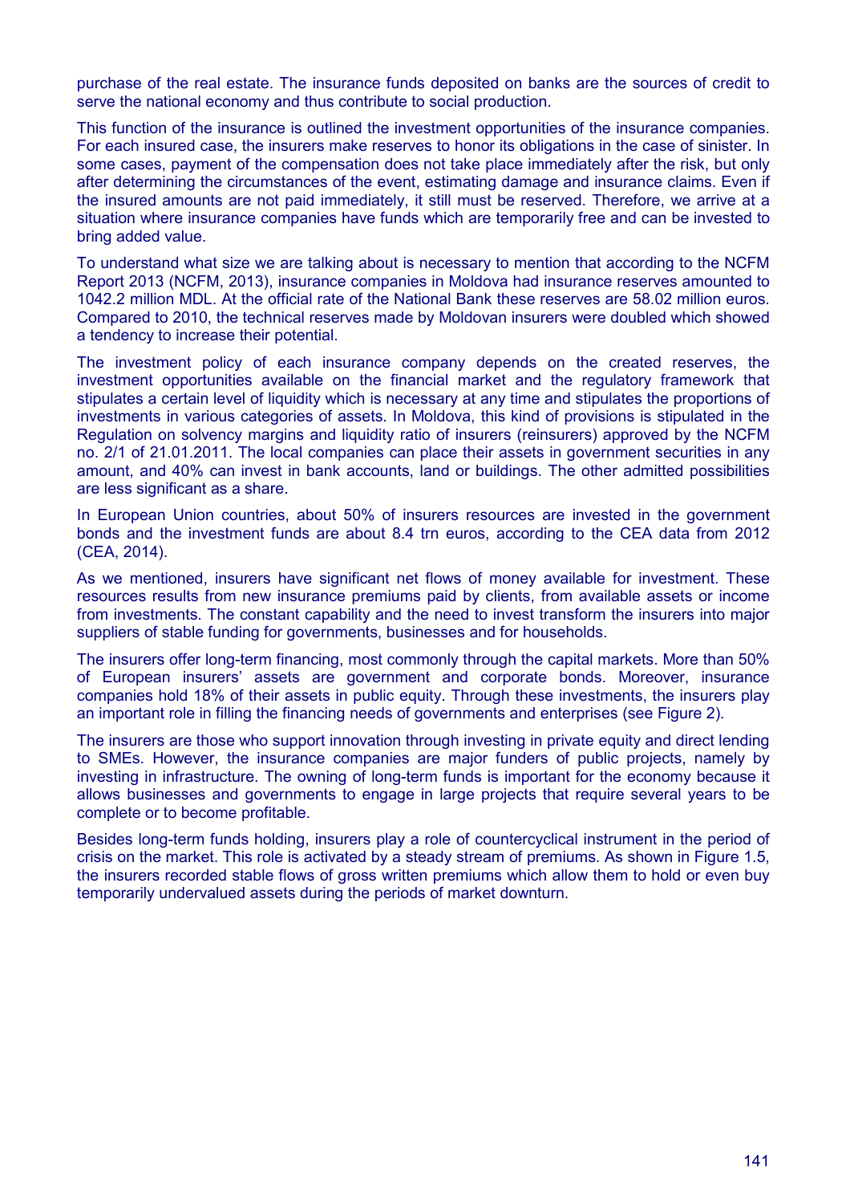purchase of the real estate. The insurance funds deposited on banks are the sources of credit to serve the national economy and thus contribute to social production.

This function of the insurance is outlined the investment opportunities of the insurance companies. For each insured case, the insurers make reserves to honor its obligations in the case of sinister. In some cases, payment of the compensation does not take place immediately after the risk, but only after determining the circumstances of the event, estimating damage and insurance claims. Even if the insured amounts are not paid immediately, it still must be reserved. Therefore, we arrive at a situation where insurance companies have funds which are temporarily free and can be invested to bring added value.

To understand what size we are talking about is necessary to mention that according to the NCFM Report 2013 (NCFM, 2013), insurance companies in Moldova had insurance reserves amounted to 1042.2 million MDL. At the official rate of the National Bank these reserves are 58.02 million euros. Compared to 2010, the technical reserves made by Moldovan insurers were doubled which showed a tendency to increase their potential.

The investment policy of each insurance company depends on the created reserves, the investment opportunities available on the financial market and the regulatory framework that stipulates a certain level of liquidity which is necessary at any time and stipulates the proportions of investments in various categories of assets. In Moldova, this kind of provisions is stipulated in the Regulation on solvency margins and liquidity ratio of insurers (reinsurers) approved by the NCFM no. 2/1 of 21.01.2011. The local companies can place their assets in government securities in any amount, and 40% can invest in bank accounts, land or buildings. The other admitted possibilities are less significant as a share.

In European Union countries, about 50% of insurers resources are invested in the government bonds and the investment funds are about 8.4 trn euros, according to the CEA data from 2012 (CEA, 2014).

As we mentioned, insurers have significant net flows of money available for investment. These resources results from new insurance premiums paid by clients, from available assets or income from investments. The constant capability and the need to invest transform the insurers into major suppliers of stable funding for governments, businesses and for households.

The insurers offer long-term financing, most commonly through the capital markets. More than 50% of European insurers' assets are government and corporate bonds. Moreover, insurance companies hold 18% of their assets in public equity. Through these investments, the insurers play an important role in filling the financing needs of governments and enterprises (see Figure 2).

The insurers are those who support innovation through investing in private equity and direct lending to SMEs. However, the insurance companies are major funders of public projects, namely by investing in infrastructure. The owning of long-term funds is important for the economy because it allows businesses and governments to engage in large projects that require several years to be complete or to become profitable.

Besides long-term funds holding, insurers play a role of countercyclical instrument in the period of crisis on the market. This role is activated by a steady stream of premiums. As shown in Figure 1.5, the insurers recorded stable flows of gross written premiums which allow them to hold or even buy temporarily undervalued assets during the periods of market downturn.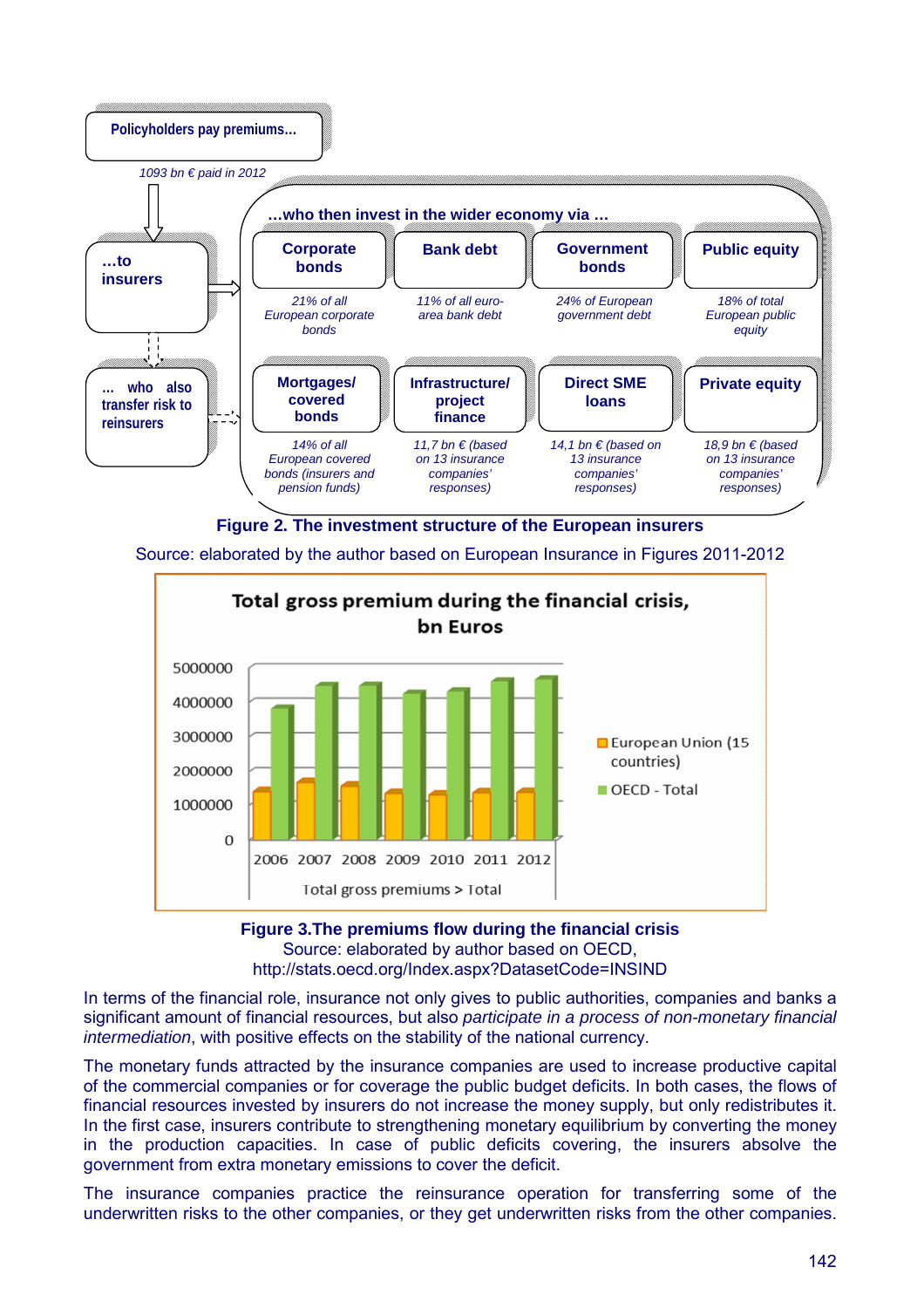Policyholders pay premiums…

*1093 bn € paid in 2012*

…to insurers

… who also transfer risk to reinsurers

…who then invest in the wider economy via …

| Corporate bonds | Bank debt | Government bonds | Public equity |
| --- | --- | --- | --- |
| *21% of all European corporate bonds* | *11% of all euro-area bank debt* | *24% of European government debt* | *18% of total European public equity* |

| Mortgages/ covered bonds | Infrastructure/ project finance | Direct SME loans | Private equity |
| --- | --- | --- | --- |
| *14% of all European covered bonds (insurers and pension funds)* | *11,7 bn € (based on 13 insurance companies' responses)* | *14,1 bn € (based on 13 insurance companies' responses)* | *18,9 bn € (based on 13 insurance companies' responses)* |

**Figure 2. The investment structure of the European insurers**

Source: elaborated by the author based on European Insurance in Figures 2011-2012

Total gross premium during the financial crisis, bn Euros

**Figure 3.The premiums flow during the financial crisis**

Source: elaborated by author based on OECD, http://stats.oecd.org/Index.aspx?DatasetCode=INSIND

In terms of the financial role, insurance not only gives to public authorities, companies and banks a significant amount of financial resources, but also *participate in a process of non-monetary financial intermediation*, with positive effects on the stability of the national currency.

The monetary funds attracted by the insurance companies are used to increase productive capital of the commercial companies or for coverage the public budget deficits. In both cases, the flows of financial resources invested by insurers do not increase the money supply, but only redistributes it. In the first case, insurers contribute to strengthening monetary equilibrium by converting the money in the production capacities. In case of public deficits covering, the insurers absolve the government from extra monetary emissions to cover the deficit.

The insurance companies practice the reinsurance operation for transferring some of the underwritten risks to the other companies, or they get underwritten risks from the other companies.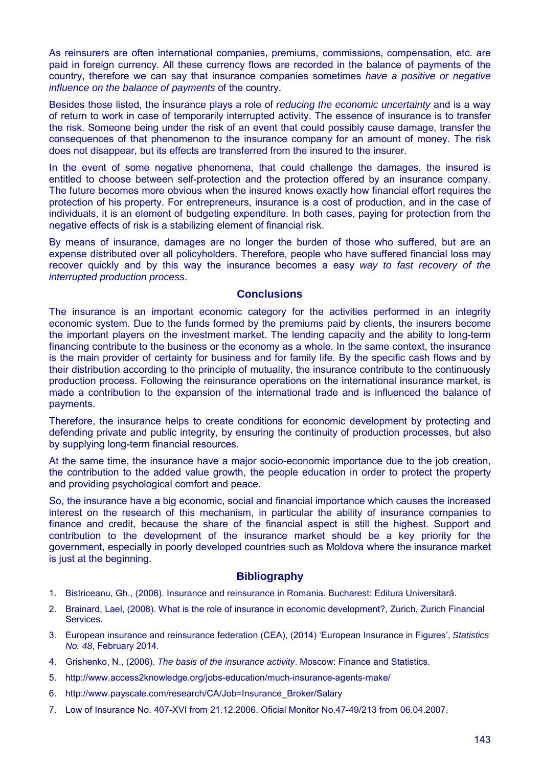As reinsurers are often international companies, premiums, commissions, compensation, etc. are paid in foreign currency. All these currency flows are recorded in the balance of payments of the country, therefore we can say that insurance companies sometimes *have a positive or negative influence on the balance of payments* of the country.

Besides those listed, the insurance plays a role of *reducing the economic uncertainty* and is a way of return to work in case of temporarily interrupted activity. The essence of insurance is to transfer the risk. Someone being under the risk of an event that could possibly cause damage, transfer the consequences of that phenomenon to the insurance company for an amount of money. The risk does not disappear, but its effects are transferred from the insured to the insurer.

In the event of some negative phenomena, that could challenge the damages, the insured is entitled to choose between self-protection and the protection offered by an insurance company. The future becomes more obvious when the insured knows exactly how financial effort requires the protection of his property. For entrepreneurs, insurance is a cost of production, and in the case of individuals, it is an element of budgeting expenditure. In both cases, paying for protection from the negative effects of risk is a stabilizing element of financial risk.

By means of insurance, damages are no longer the burden of those who suffered, but are an expense distributed over all policyholders. Therefore, people who have suffered financial loss may recover quickly and by this way the insurance becomes a easy *way to fast recovery of the interrupted production process*.

## Conclusions

The insurance is an important economic category for the activities performed in an integrity economic system. Due to the funds formed by the premiums paid by clients, the insurers become the important players on the investment market. The lending capacity and the ability to long-term financing contribute to the business or the economy as a whole. In the same context, the insurance is the main provider of certainty for business and for family life. By the specific cash flows and by their distribution according to the principle of mutuality, the insurance contribute to the continuously production process. Following the reinsurance operations on the international insurance market, is made a contribution to the expansion of the international trade and is influenced the balance of payments.

Therefore, the insurance helps to create conditions for economic development by protecting and defending private and public integrity, by ensuring the continuity of production processes, but also by supplying long-term financial resources.

At the same time, the insurance have a major socio-economic importance due to the job creation, the contribution to the added value growth, the people education in order to protect the property and providing psychological comfort and peace.

So, the insurance have a big economic, social and financial importance which causes the increased interest on the research of this mechanism, in particular the ability of insurance companies to finance and credit, because the share of the financial aspect is still the highest. Support and contribution to the development of the insurance market should be a key priority for the government, especially in poorly developed countries such as Moldova where the insurance market is just at the beginning.

## Bibliography

1. Bistriceanu, Gh., (2006). Insurance and reinsurance in Romania. Bucharest: Editura Universitară.
2. Brainard, Lael, (2008). What is the role of insurance in economic development?, Zurich, Zurich Financial Services.
3. European insurance and reinsurance federation (CEA), (2014) 'European Insurance in Figures', *Statistics No. 48*, February 2014.
4. Grishenko, N., (2006). *The basis of the insurance activity*. Moscow: Finance and Statistics.
5. http://www.access2knowledge.org/jobs-education/much-insurance-agents-make/
6. http://www.payscale.com/research/CA/Job=Insurance_Broker/Salary
7. Low of Insurance No. 407-XVI from 21.12.2006. Oficial Monitor No.47-49/213 from 06.04.2007.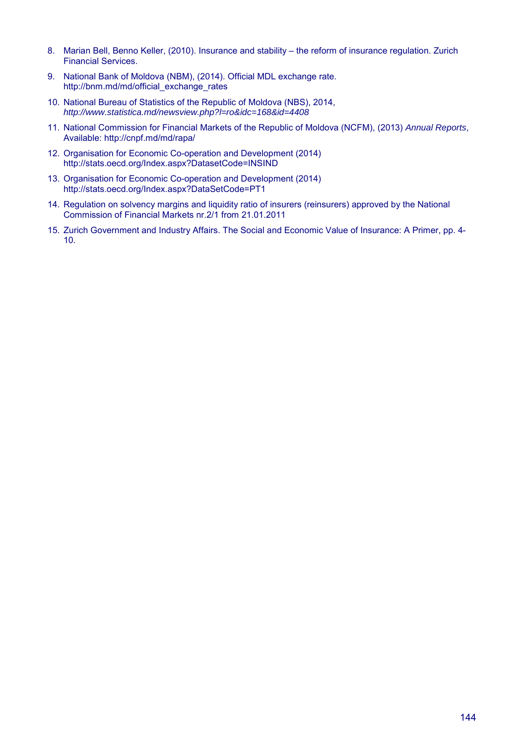8. Marian Bell, Benno Keller, (2010). Insurance and stability – the reform of insurance regulation. Zurich Financial Services.
9. National Bank of Moldova (NBM), (2014). Official MDL exchange rate. http://bnm.md/md/official_exchange_rates
10. National Bureau of Statistics of the Republic of Moldova (NBS), 2014, *http://www.statistica.md/newsview.php?l=ro&idc=168&id=4408*
11. National Commission for Financial Markets of the Republic of Moldova (NCFM), (2013) *Annual Reports*, Available: http://cnpf.md/md/rapa/
12. Organisation for Economic Co-operation and Development (2014) http://stats.oecd.org/Index.aspx?DatasetCode=INSIND
13. Organisation for Economic Co-operation and Development (2014) http://stats.oecd.org/Index.aspx?DataSetCode=PT1
14. Regulation on solvency margins and liquidity ratio of insurers (reinsurers) approved by the National Commission of Financial Markets nr.2/1 from 21.01.2011
15. Zurich Government and Industry Affairs. The Social and Economic Value of Insurance: A Primer, pp. 4-10.